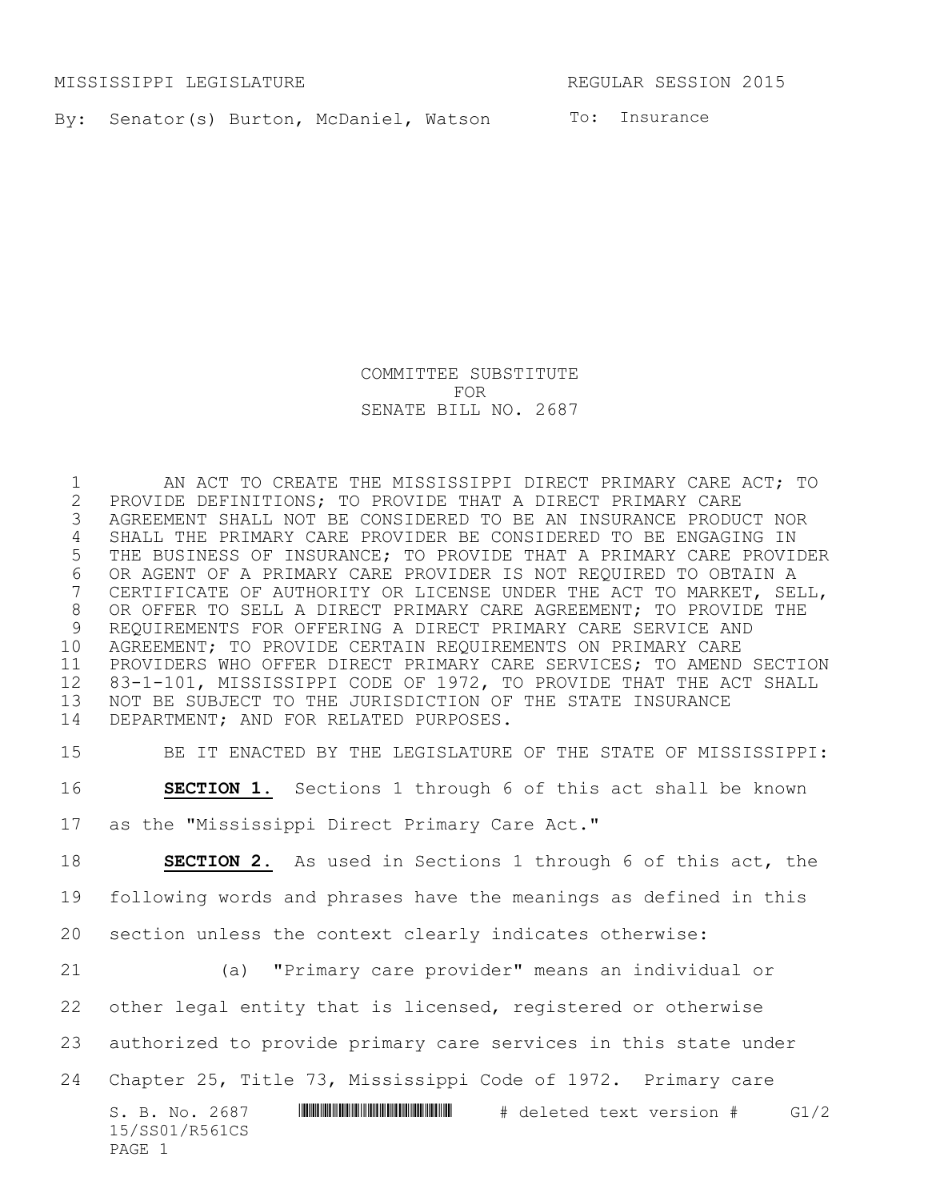MISSISSIPPI LEGISLATURE REGULAR SESSION 2015

By: Senator(s) Burton, McDaniel, Watson

To: Insurance

# COMMITTEE SUBSTITUTE FOR SENATE BILL NO. 2687

AN ACT TO CREATE THE MISSISSIPPI DIRECT PRIMARY CARE ACT; TO PROVIDE DEFINITIONS; TO PROVIDE THAT A DIRECT PRIMARY CARE AGREEMENT SHALL NOT BE CONSIDERED TO BE AN INSURANCE PRODUCT NOR SHALL THE PRIMARY CARE PROVIDER BE CONSIDERED TO BE ENGAGING IN THE BUSINESS OF INSURANCE; TO PROVIDE THAT A PRIMARY CARE PROVIDER OR AGENT OF A PRIMARY CARE PROVIDER IS NOT REQUIRED TO OBTAIN A CERTIFICATE OF AUTHORITY OR LICENSE UNDER THE ACT TO MARKET, SELL, OR OFFER TO SELL A DIRECT PRIMARY CARE AGREEMENT; TO PROVIDE THE REQUIREMENTS FOR OFFERING A DIRECT PRIMARY CARE SERVICE AND AGREEMENT; TO PROVIDE CERTAIN REQUIREMENTS ON PRIMARY CARE PROVIDERS WHO OFFER DIRECT PRIMARY CARE SERVICES; TO AMEND SECTION 83-1-101, MISSISSIPPI CODE OF 1972, TO PROVIDE THAT THE ACT SHALL NOT BE SUBJECT TO THE JURISDICTION OF THE STATE INSURANCE DEPARTMENT; AND FOR RELATED PURPOSES.

BE IT ENACTED BY THE LEGISLATURE OF THE STATE OF MISSISSIPPI:

**SECTION 1.** Sections 1 through 6 of this act shall be known as the "Mississippi Direct Primary Care Act."

**SECTION 2.** As used in Sections 1 through 6 of this act, the following words and phrases have the meanings as defined in this section unless the context clearly indicates otherwise:

(a) "Primary care provider" means an individual or other legal entity that is licensed, registered or otherwise authorized to provide primary care services in this state under Chapter 25, Title 73, Mississippi Code of 1972. Primary care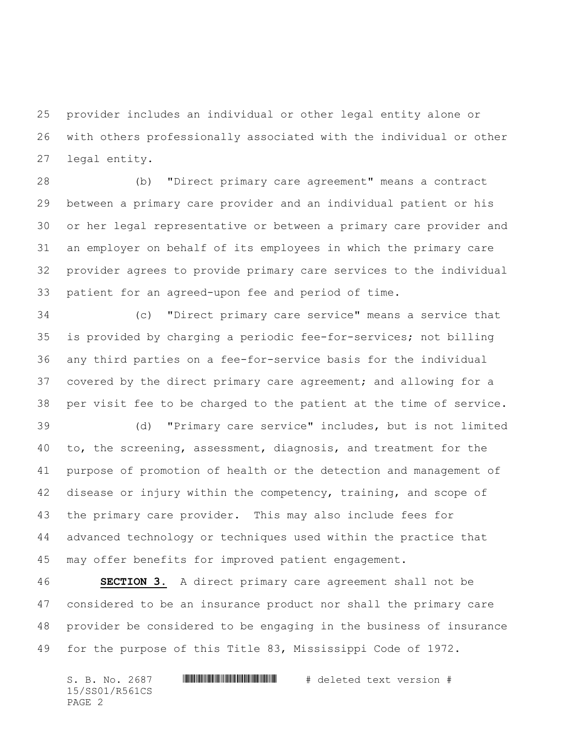provider includes an individual or other legal entity alone or with others professionally associated with the individual or other legal entity.

(b) "Direct primary care agreement" means a contract between a primary care provider and an individual patient or his or her legal representative or between a primary care provider and an employer on behalf of its employees in which the primary care provider agrees to provide primary care services to the individual patient for an agreed-upon fee and period of time.

(c) "Direct primary care service" means a service that is provided by charging a periodic fee-for-services; not billing any third parties on a fee-for-service basis for the individual covered by the direct primary care agreement; and allowing for a per visit fee to be charged to the patient at the time of service.

(d) "Primary care service" includes, but is not limited to, the screening, assessment, diagnosis, and treatment for the purpose of promotion of health or the detection and management of disease or injury within the competency, training, and scope of the primary care provider. This may also include fees for advanced technology or techniques used within the practice that may offer benefits for improved patient engagement.

**SECTION 3.** A direct primary care agreement shall not be considered to be an insurance product nor shall the primary care provider be considered to be engaging in the business of insurance for the purpose of this Title 83, Mississippi Code of 1972.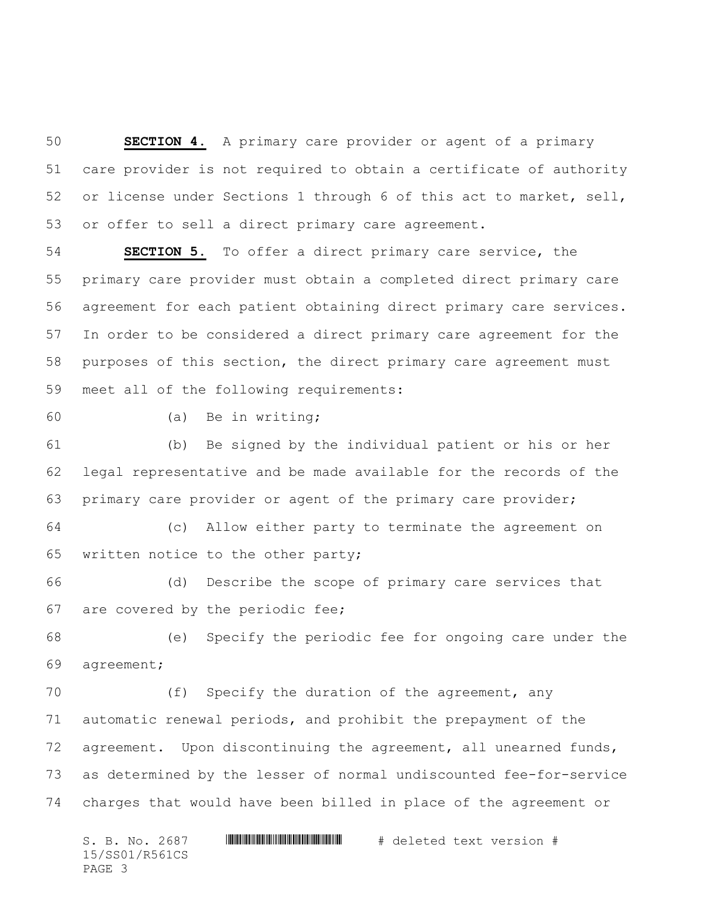**SECTION 4.** A primary care provider or agent of a primary care provider is not required to obtain a certificate of authority or license under Sections 1 through 6 of this act to market, sell, or offer to sell a direct primary care agreement.

**SECTION 5.** To offer a direct primary care service, the primary care provider must obtain a completed direct primary care agreement for each patient obtaining direct primary care services. In order to be considered a direct primary care agreement for the purposes of this section, the direct primary care agreement must meet all of the following requirements:

(a) Be in writing;

(b) Be signed by the individual patient or his or her legal representative and be made available for the records of the primary care provider or agent of the primary care provider;

(c) Allow either party to terminate the agreement on written notice to the other party;

(d) Describe the scope of primary care services that are covered by the periodic fee;

(e) Specify the periodic fee for ongoing care under the agreement;

(f) Specify the duration of the agreement, any automatic renewal periods, and prohibit the prepayment of the agreement. Upon discontinuing the agreement, all unearned funds, as determined by the lesser of normal undiscounted fee-for-service charges that would have been billed in place of the agreement or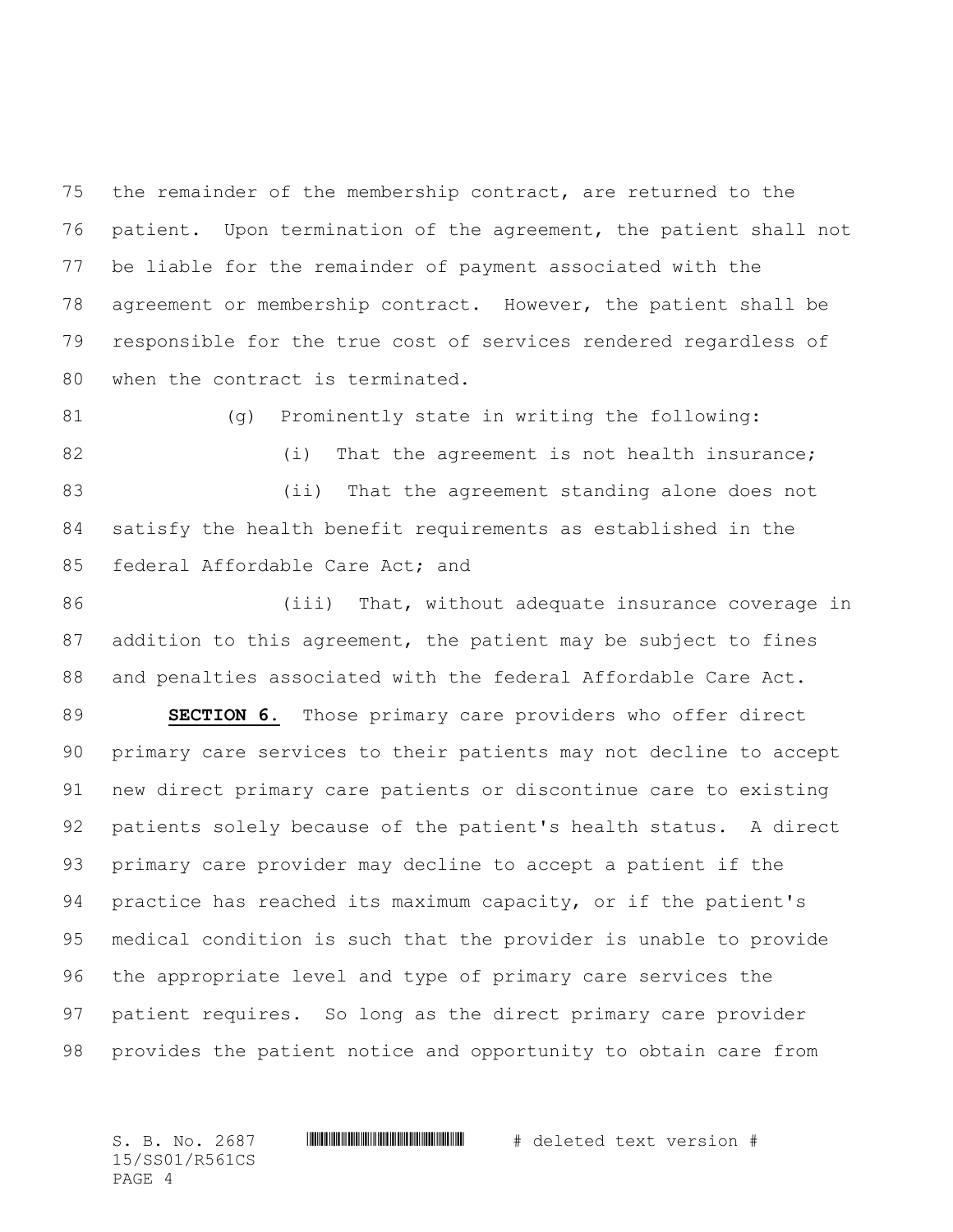the remainder of the membership contract, are returned to the patient. Upon termination of the agreement, the patient shall not be liable for the remainder of payment associated with the agreement or membership contract. However, the patient shall be responsible for the true cost of services rendered regardless of when the contract is terminated.

(g) Prominently state in writing the following:

(i) That the agreement is not health insurance;

(ii) That the agreement standing alone does not satisfy the health benefit requirements as established in the federal Affordable Care Act; and

(iii) That, without adequate insurance coverage in addition to this agreement, the patient may be subject to fines and penalties associated with the federal Affordable Care Act.

**SECTION 6.** Those primary care providers who offer direct primary care services to their patients may not decline to accept new direct primary care patients or discontinue care to existing patients solely because of the patient's health status. A direct primary care provider may decline to accept a patient if the practice has reached its maximum capacity, or if the patient's medical condition is such that the provider is unable to provide the appropriate level and type of primary care services the patient requires. So long as the direct primary care provider provides the patient notice and opportunity to obtain care from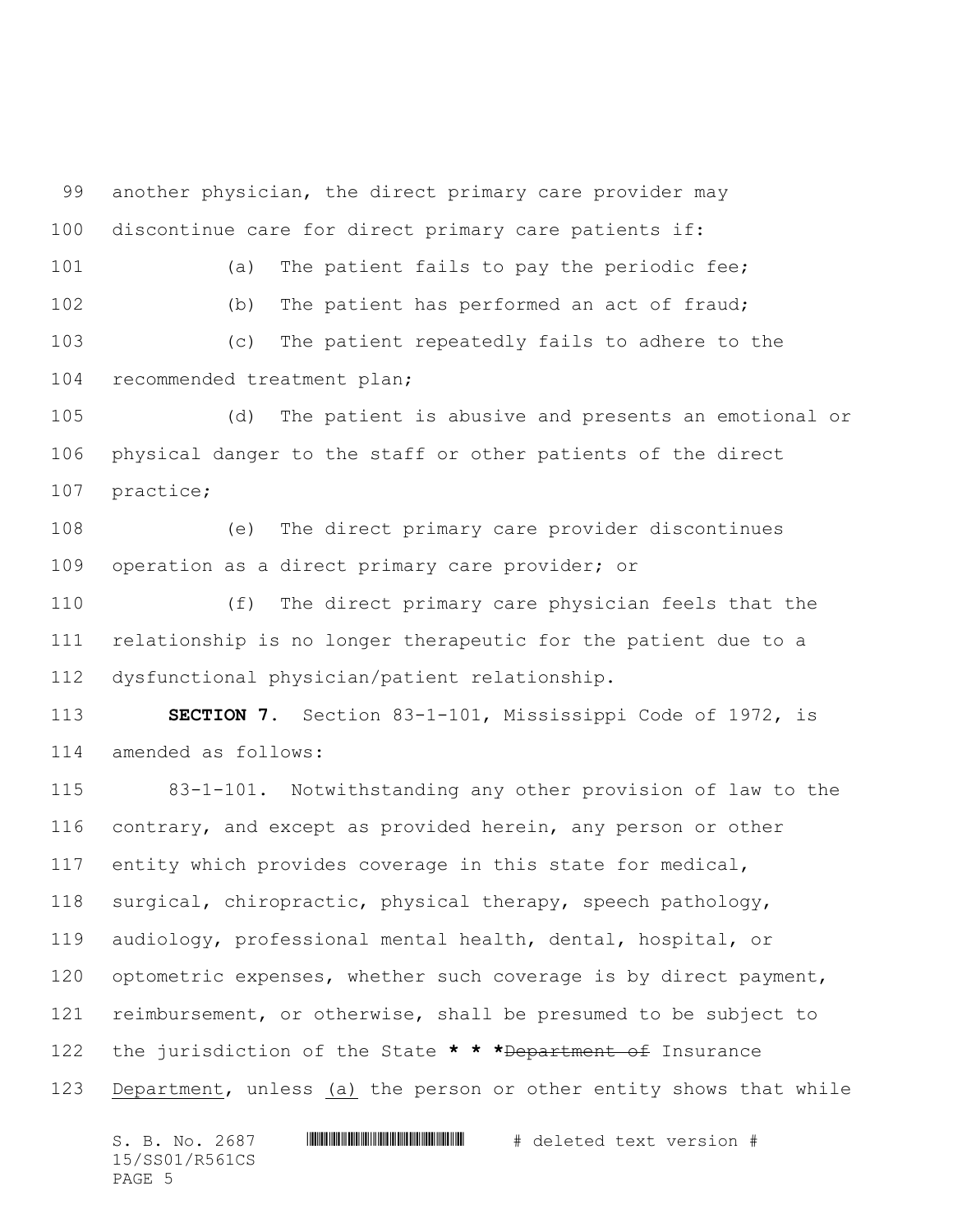another physician, the direct primary care provider may discontinue care for direct primary care patients if:

(a) The patient fails to pay the periodic fee;

(b) The patient has performed an act of fraud;

(c) The patient repeatedly fails to adhere to the recommended treatment plan;

(d) The patient is abusive and presents an emotional or physical danger to the staff or other patients of the direct practice;

(e) The direct primary care provider discontinues operation as a direct primary care provider; or

(f) The direct primary care physician feels that the relationship is no longer therapeutic for the patient due to a dysfunctional physician/patient relationship.

**SECTION 7.** Section 83-1-101, Mississippi Code of 1972, is amended as follows:

83-1-101. Notwithstanding any other provision of law to the contrary, and except as provided herein, any person or other entity which provides coverage in this state for medical, surgical, chiropractic, physical therapy, speech pathology, audiology, professional mental health, dental, hospital, or optometric expenses, whether such coverage is by direct payment, reimbursement, or otherwise, shall be presumed to be subject to the jurisdiction of the State *** ~~Department of~~ Insurance Department, unless (a) the person or other entity shows that while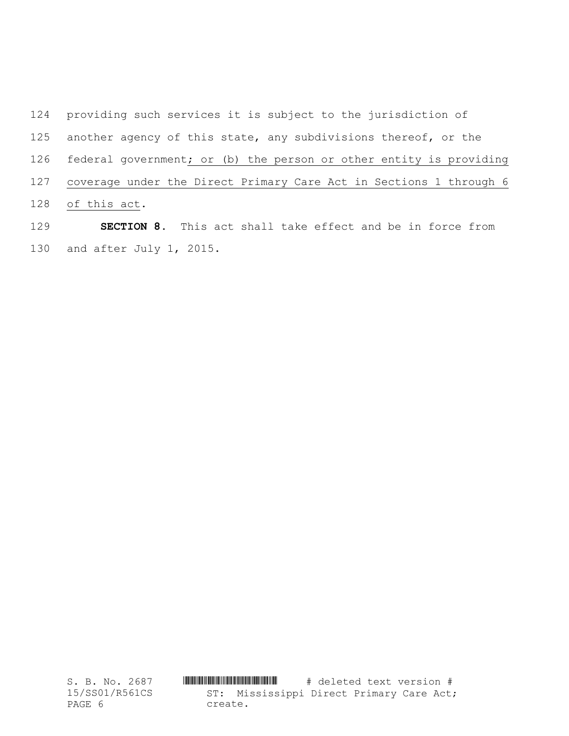providing such services it is subject to the jurisdiction of another agency of this state, any subdivisions thereof, or the federal government; or (b) the person or other entity is providing coverage under the Direct Primary Care Act in Sections 1 through 6 of this act.

**SECTION 8.** This act shall take effect and be in force from and after July 1, 2015.